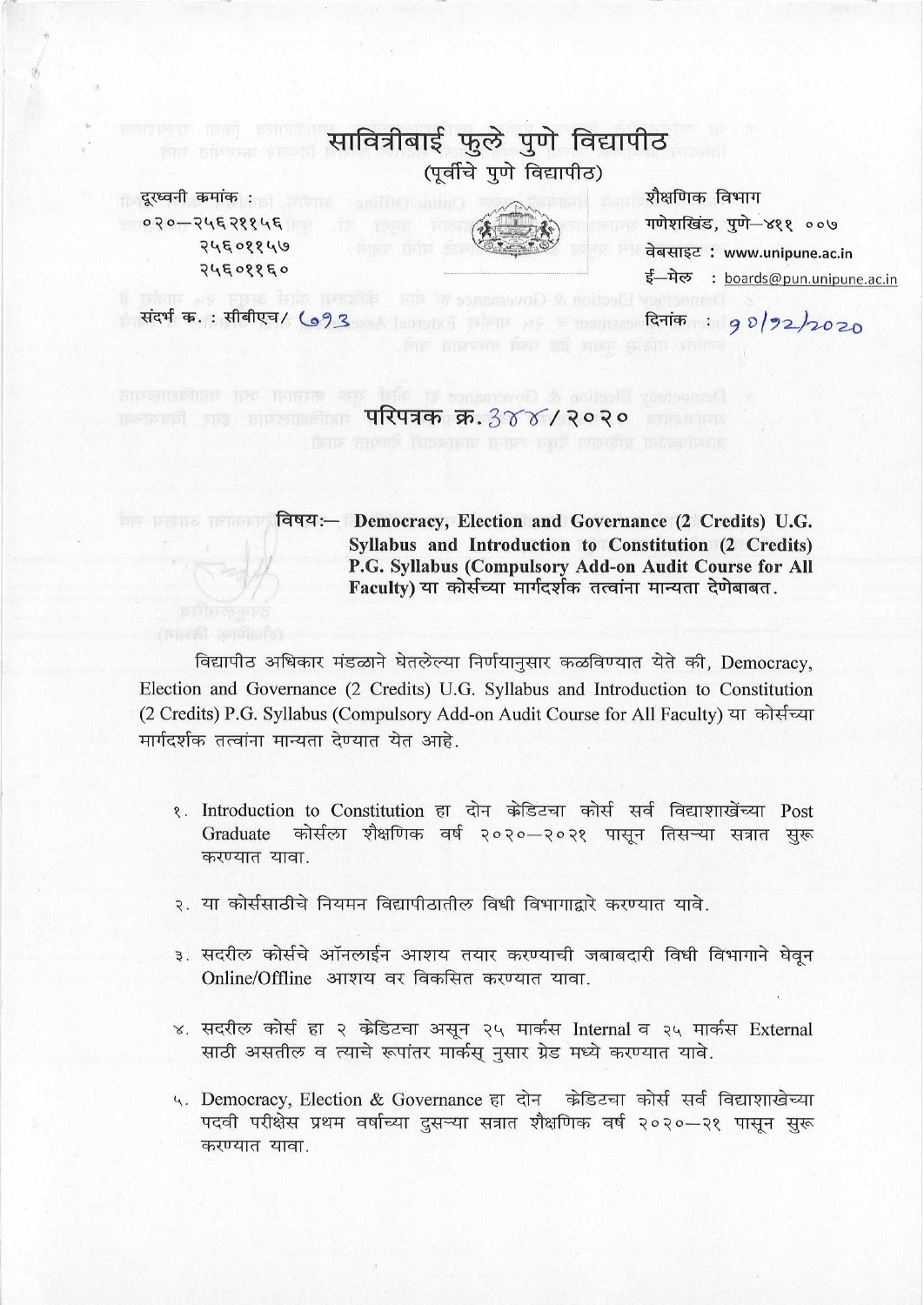# सावित्रीबाई फुले पुणे विद्यापीठ

(पूर्वीचे पुणे विद्यापीठ)

दूरध्वनी कमांक :
०२०–२५६२११५६
२५६०११५७
२५६०११६०

शैक्षणिक विभाग
गणेशखिंड, पुणे–४११ ००७
वेबसाइट : www.unipune.ac.in
ई–मेल : boards@pun.unipune.ac.in

संदर्भ क. : सीबीएच/ 693

दिनांक : 10/12/2020

## परिपत्रक क्र. 388 / २०२०

**विषय:– Democracy, Election and Governance (2 Credits) U.G. Syllabus and Introduction to Constitution (2 Credits) P.G. Syllabus (Compulsory Add-on Audit Course for All Faculty) या कोर्सच्या मार्गदर्शक तत्वांना मान्यता देणेबाबत.**

विद्यापीठ अधिकार मंडळाने घेतलेल्या निर्णयानुसार कळविण्यात येते की, Democracy, Election and Governance (2 Credits) U.G. Syllabus and Introduction to Constitution (2 Credits) P.G. Syllabus (Compulsory Add-on Audit Course for All Faculty) या कोर्सच्या मार्गदर्शक तत्वांना मान्यता देण्यात येत आहे.

१. Introduction to Constitution हा दोन केडिटचा कोर्स सर्व विद्याशाखेंच्या Post Graduate कोर्सला शैक्षणिक वर्ष २०२०–२०२१ पासून तिसऱ्या सत्रात सुरू करण्यात यावा.

२. या कोर्ससाठीचे नियमन विद्यापीठातील विधी विभागाद्वारे करण्यात यावे.

३. सदरील कोर्सचे ऑनलाईन आशय तयार करण्याची जबाबदारी विधी विभागाने घेवून Online/Offline आशय वर विकसित करण्यात यावा.

४. सदरील कोर्स हा २ केडिटचा असून २५ मार्कस Internal व २५ मार्कस External साठी असतील व त्याचे रूपांतर मार्कस् नुसार ग्रेड मध्ये करण्यात यावे.

५. Democracy, Election & Governance हा दोन केडिटचा कोर्स सर्व विद्याशाखेच्या पदवी परीक्षेस प्रथम वर्षाच्या दुसऱ्या सत्रात शैक्षणिक वर्ष २०२०–२१ पासून सुरू करण्यात यावा.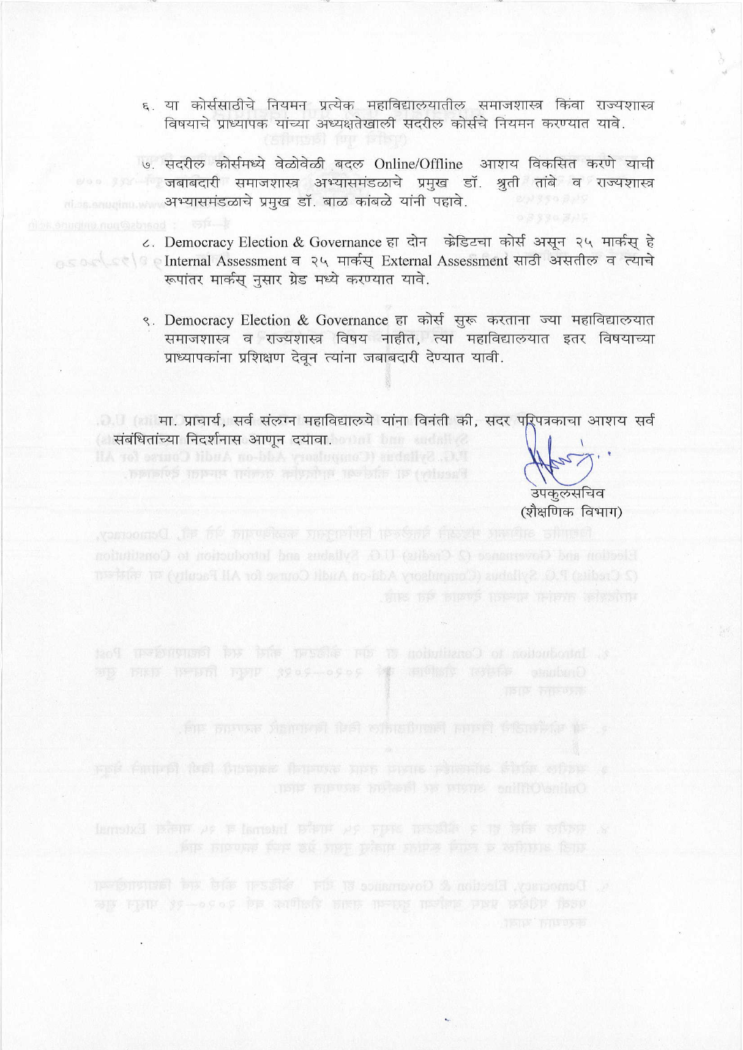६. या कोर्ससाठीचे नियमन प्रत्येक महाविद्यालयातील समाजशास्त्र किंवा राज्यशास्त्र विषयाचे प्राध्यापक यांच्या अध्यक्षतेखाली सदरील कोर्सचे नियमन करण्यात यावे.

७. सदरील कोर्समध्ये वेळोवेळी बदल Online/Offline आशय विकसित करणे याची जबाबदारी समाजशास्त्र अभ्यासमंडळाचे प्रमुख डॉ. श्रुती तांबे व राज्यशास्त्र अभ्यासमंडळाचे प्रमुख डॉ. बाळ कांबळे यांनी पहावे.

८. Democracy Election & Governance हा दोन क्रेडिटचा कोर्स असून २५ मार्कस् हे Internal Assessment व २५ मार्कस् External Assessment साठी असतील व त्याचे रूपांतर मार्कस् नुसार ग्रेड मध्ये करण्यात यावे.

९. Democracy Election & Governance हा कोर्स सुरू करताना ज्या महाविद्यालयात समाजशास्त्र व राज्यशास्त्र विषय नाहीत, त्या महाविद्यालयात इतर विषयाच्या प्राध्यापकांना प्रशिक्षण देवून त्यांना जबाबदारी देण्यात यावी.

मा. प्राचार्य, सर्व संलग्न महाविद्यालये यांना विनंती की, सदर परिपत्रकाचा आशय सर्व संबंधितांच्या निदर्शनास आणून दयावा.

उपकुलसचिव
(शैक्षणिक विभाग)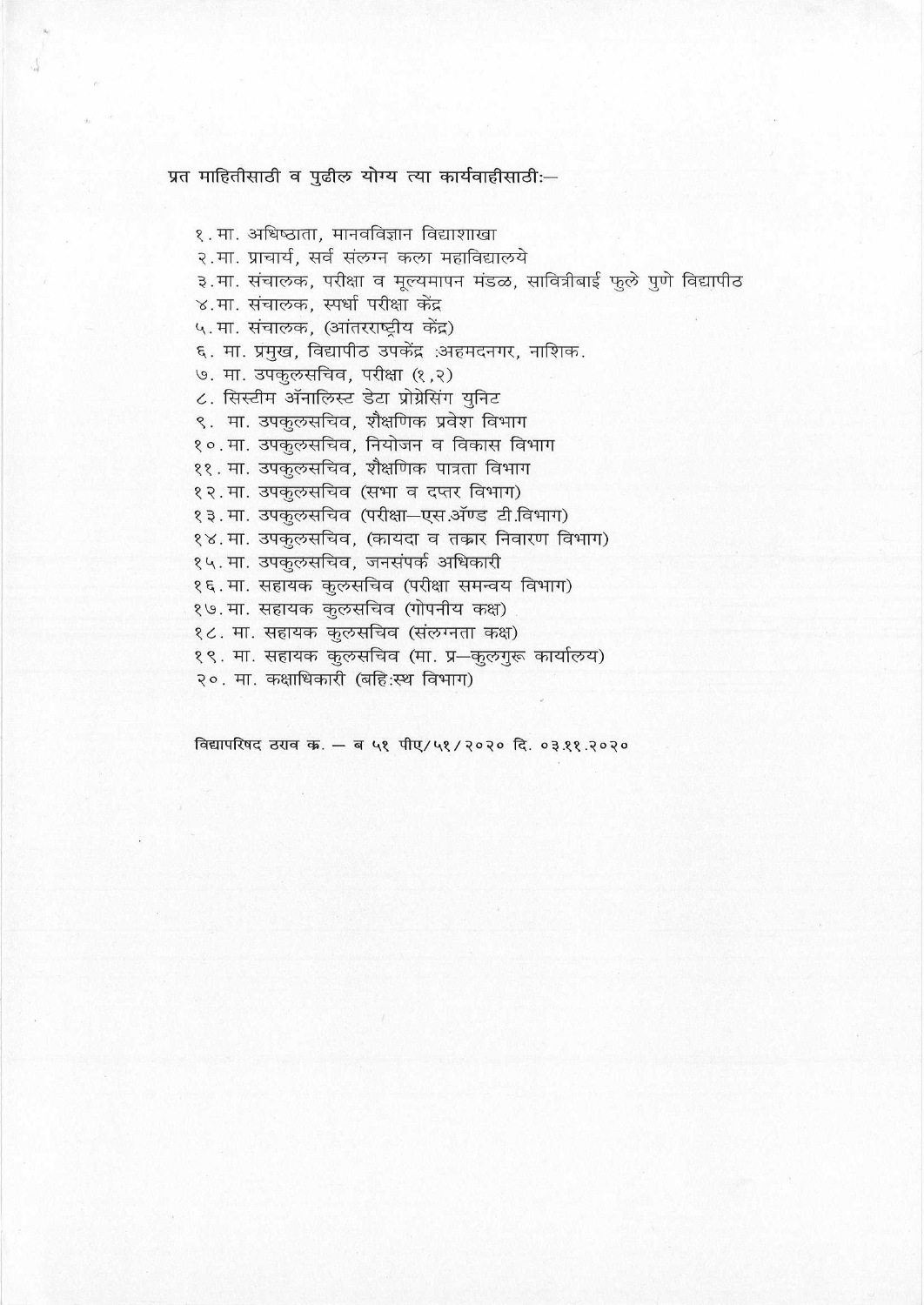प्रत माहितीसाठी व पुढील योग्य त्या कार्यवाहीसाठी:—

१. मा. अधिष्ठाता, मानवविज्ञान विद्याशाखा
२. मा. प्राचार्य, सर्व संलग्न कला महाविद्यालये
३. मा. संचालक, परीक्षा व मूल्यमापन मंडळ, सावित्रीबाई फुले पुणे विद्यापीठ
४. मा. संचालक, स्पर्धा परीक्षा केंद्र
५. मा. संचालक, (आंतरराष्ट्रीय केंद्र)
६. मा. प्रमुख, विद्यापीठ उपकेंद्र :अहमदनगर, नाशिक.
७. मा. उपकुलसचिव, परीक्षा (१,२)
८. सिस्टीम ॲनालिस्ट डेटा प्रोग्रेसिंग युनिट
९. मा. उपकुलसचिव, शैक्षणिक प्रवेश विभाग
१०. मा. उपकुलसचिव, नियोजन व विकास विभाग
११. मा. उपकुलसचिव, शैक्षणिक पात्रता विभाग
१२. मा. उपकुलसचिव (सभा व दप्तर विभाग)
१३. मा. उपकुलसचिव (परीक्षा—एस.ॲण्ड टी.विभाग)
१४. मा. उपकुलसचिव, (कायदा व तक्रार निवारण विभाग)
१५. मा. उपकुलसचिव, जनसंपर्क अधिकारी
१६. मा. सहायक कुलसचिव (परीक्षा समन्वय विभाग)
१७. मा. सहायक कुलसचिव (गोपनीय कक्ष)
१८. मा. सहायक कुलसचिव (संलग्नता कक्ष)
१९. मा. सहायक कुलसचिव (मा. प्र—कुलगुरू कार्यालय)
२०. मा. कक्षाधिकारी (बहि:स्थ विभाग)

विद्यापरिषद ठराव क्र. — ब ५१ पीए/५१/२०२० दि. ०३.११.२०२०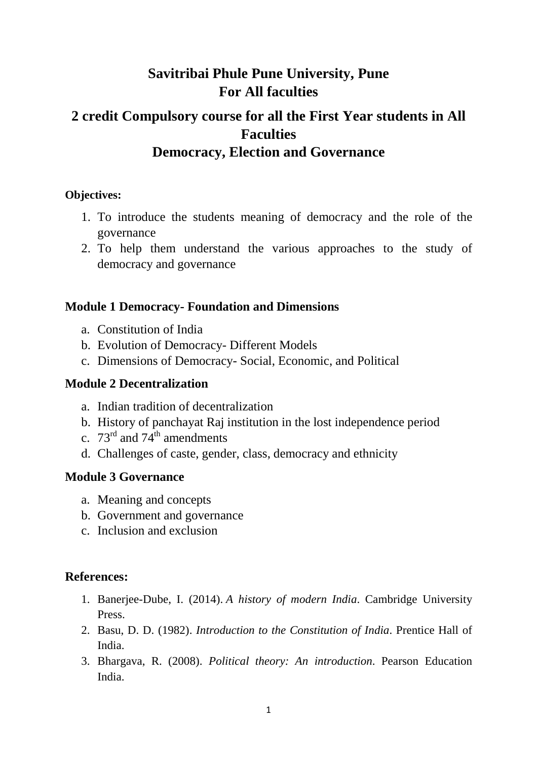# Savitribai Phule Pune University, Pune
# For All faculties

## 2 credit Compulsory course for all the First Year students in All Faculties
## Democracy, Election and Governance

**Objectives:**

1. To introduce the students meaning of democracy and the role of the governance
2. To help them understand the various approaches to the study of democracy and governance

### Module 1 Democracy- Foundation and Dimensions

a. Constitution of India
b. Evolution of Democracy- Different Models
c. Dimensions of Democracy- Social, Economic, and Political

### Module 2 Decentralization

a. Indian tradition of decentralization
b. History of panchayat Raj institution in the lost independence period
c. 73rd and 74th amendments
d. Challenges of caste, gender, class, democracy and ethnicity

### Module 3 Governance

a. Meaning and concepts
b. Government and governance
c. Inclusion and exclusion

### References:

1. Banerjee-Dube, I. (2014). *A history of modern India*. Cambridge University Press.
2. Basu, D. D. (1982). *Introduction to the Constitution of India*. Prentice Hall of India.
3. Bhargava, R. (2008). *Political theory: An introduction*. Pearson Education India.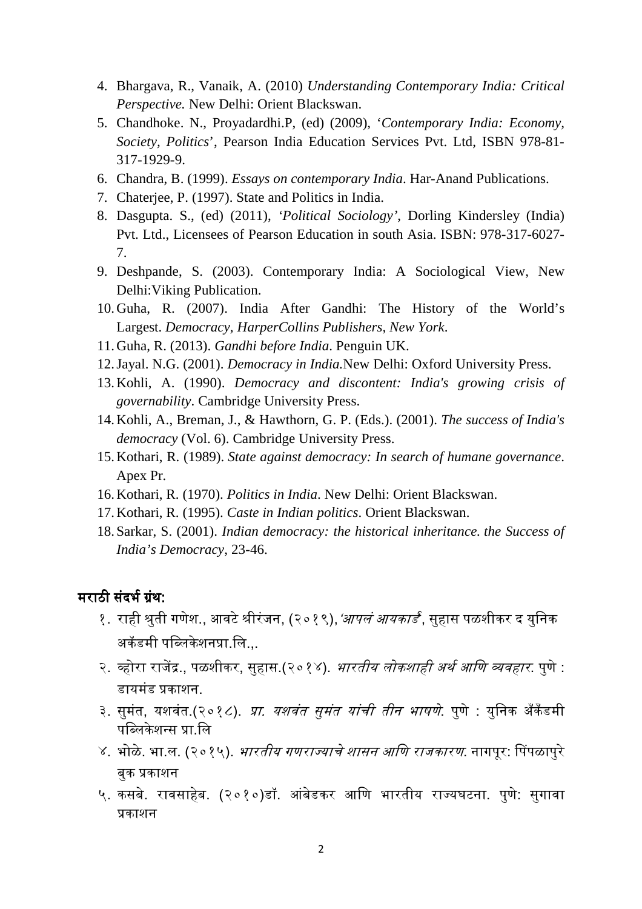4. Bhargava, R., Vanaik, A. (2010) *Understanding Contemporary India: Critical Perspective.* New Delhi: Orient Blackswan.
5. Chandhoke. N., Proyadardhi.P, (ed) (2009), '*Contemporary India: Economy, Society, Politics*', Pearson India Education Services Pvt. Ltd, ISBN 978-81-317-1929-9.
6. Chandra, B. (1999). *Essays on contemporary India*. Har-Anand Publications.
7. Chaterjee, P. (1997). State and Politics in India.
8. Dasgupta. S., (ed) (2011), *'Political Sociology'*, Dorling Kindersley (India) Pvt. Ltd., Licensees of Pearson Education in south Asia. ISBN: 978-317-6027-7.
9. Deshpande, S. (2003). Contemporary India: A Sociological View, New Delhi:Viking Publication.
10. Guha, R. (2007). India After Gandhi: The History of the World's Largest. *Democracy, HarperCollins Publishers, New York*.
11. Guha, R. (2013). *Gandhi before India*. Penguin UK.
12. Jayal. N.G. (2001). *Democracy in India.*New Delhi: Oxford University Press.
13. Kohli, A. (1990). *Democracy and discontent: India's growing crisis of governability*. Cambridge University Press.
14. Kohli, A., Breman, J., & Hawthorn, G. P. (Eds.). (2001). *The success of India's democracy* (Vol. 6). Cambridge University Press.
15. Kothari, R. (1989). *State against democracy: In search of humane governance*. Apex Pr.
16. Kothari, R. (1970). *Politics in India*. New Delhi: Orient Blackswan.
17. Kothari, R. (1995). *Caste in Indian politics*. Orient Blackswan.
18. Sarkar, S. (2001). *Indian democracy: the historical inheritance. the Success of India's Democracy*, 23-46.

**मराठी संदर्भ ग्रंथ:**

१. राही श्रुती गणेश., आवटे श्रीरंजन, (२०१९),*'आपलं आयकार्ड'*, सुहास पळशीकर द युनिक अकॅडमी पब्लिकेशनप्रा.लि.,.

२. व्होरा राजेंद्र., पळशीकर, सुहास.(२०१४). *भारतीय लोकशाही अर्थ आणि व्यवहार.* पुणे : डायमंड प्रकाशन.

३. सुमंत, यशवंत.(२०१८). *प्रा. यशवंत सुमंत यांची तीन भाषणे.* पुणे : युनिक अँकॅडमी पब्लिकेशन्स प्रा.लि

४. भोळे. भा.ल. (२०१५). *भारतीय गणराज्याचे शासन आणि राजकारण.* नागपूर: पिंपळापुरे बुक प्रकाशन

५. कसबे. रावसाहेब. (२०१०)डॉ. आंबेडकर आणि भारतीय राज्यघटना. पुणे: सुगावा प्रकाशन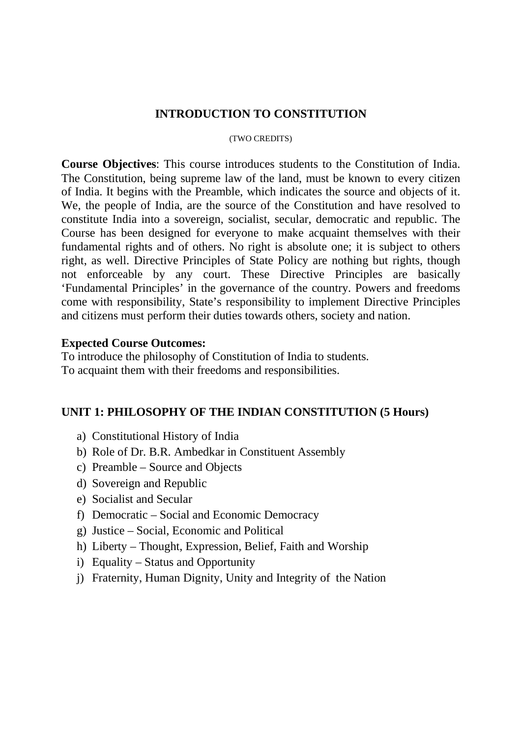# INTRODUCTION TO CONSTITUTION

(TWO CREDITS)

**Course Objectives**: This course introduces students to the Constitution of India. The Constitution, being supreme law of the land, must be known to every citizen of India. It begins with the Preamble, which indicates the source and objects of it. We, the people of India, are the source of the Constitution and have resolved to constitute India into a sovereign, socialist, secular, democratic and republic. The Course has been designed for everyone to make acquaint themselves with their fundamental rights and of others. No right is absolute one; it is subject to others right, as well. Directive Principles of State Policy are nothing but rights, though not enforceable by any court. These Directive Principles are basically 'Fundamental Principles' in the governance of the country. Powers and freedoms come with responsibility, State's responsibility to implement Directive Principles and citizens must perform their duties towards others, society and nation.

**Expected Course Outcomes:**
To introduce the philosophy of Constitution of India to students.
To acquaint them with their freedoms and responsibilities.

## UNIT 1: PHILOSOPHY OF THE INDIAN CONSTITUTION (5 Hours)

a) Constitutional History of India
b) Role of Dr. B.R. Ambedkar in Constituent Assembly
c) Preamble – Source and Objects
d) Sovereign and Republic
e) Socialist and Secular
f) Democratic – Social and Economic Democracy
g) Justice – Social, Economic and Political
h) Liberty – Thought, Expression, Belief, Faith and Worship
i) Equality – Status and Opportunity
j) Fraternity, Human Dignity, Unity and Integrity of the Nation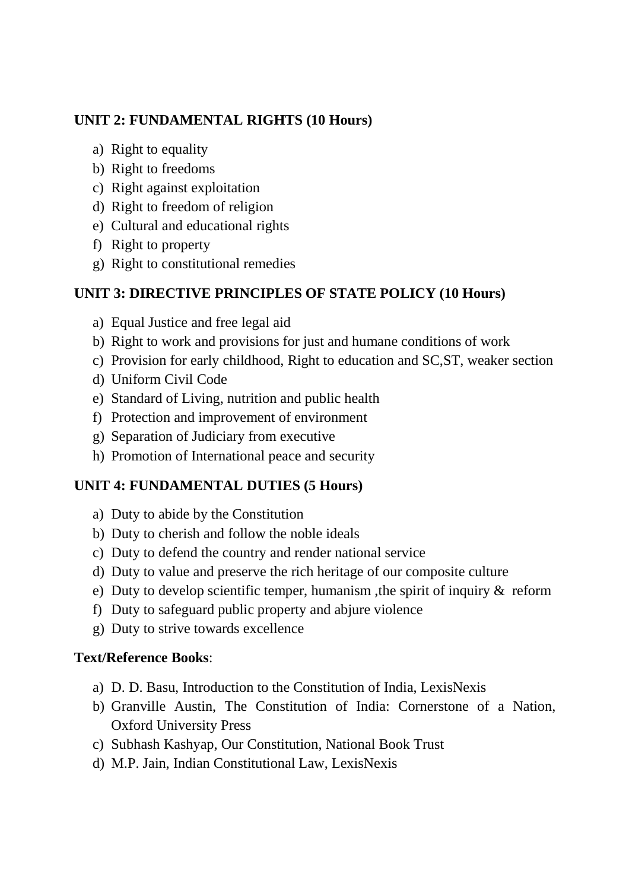**UNIT 2: FUNDAMENTAL RIGHTS (10 Hours)**

a) Right to equality
b) Right to freedoms
c) Right against exploitation
d) Right to freedom of religion
e) Cultural and educational rights
f) Right to property
g) Right to constitutional remedies

**UNIT 3: DIRECTIVE PRINCIPLES OF STATE POLICY (10 Hours)**

a) Equal Justice and free legal aid
b) Right to work and provisions for just and humane conditions of work
c) Provision for early childhood, Right to education and SC,ST, weaker section
d) Uniform Civil Code
e) Standard of Living, nutrition and public health
f) Protection and improvement of environment
g) Separation of Judiciary from executive
h) Promotion of International peace and security

**UNIT 4: FUNDAMENTAL DUTIES (5 Hours)**

a) Duty to abide by the Constitution
b) Duty to cherish and follow the noble ideals
c) Duty to defend the country and render national service
d) Duty to value and preserve the rich heritage of our composite culture
e) Duty to develop scientific temper, humanism ,the spirit of inquiry & reform
f) Duty to safeguard public property and abjure violence
g) Duty to strive towards excellence

**Text/Reference Books**:

a) D. D. Basu, Introduction to the Constitution of India, LexisNexis
b) Granville Austin, The Constitution of India: Cornerstone of a Nation, Oxford University Press
c) Subhash Kashyap, Our Constitution, National Book Trust
d) M.P. Jain, Indian Constitutional Law, LexisNexis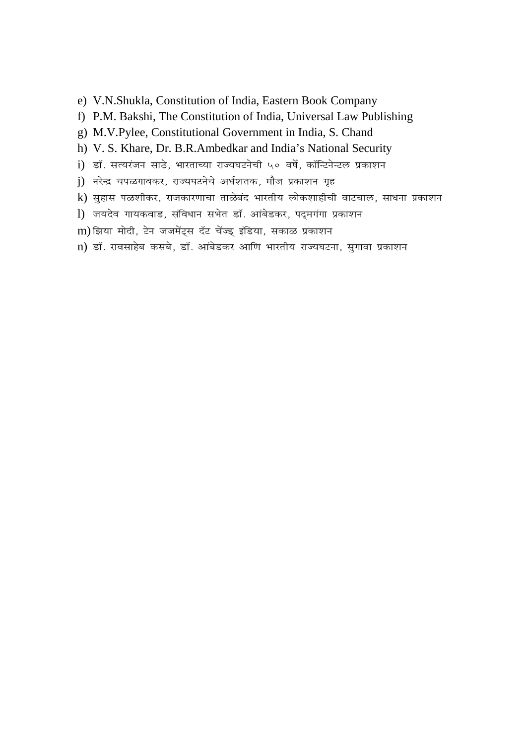e) V.N.Shukla, Constitution of India, Eastern Book Company
f) P.M. Bakshi, The Constitution of India, Universal Law Publishing
g) M.V.Pylee, Constitutional Government in India, S. Chand
h) V. S. Khare, Dr. B.R.Ambedkar and India's National Security
i) डॉ. सत्यरंजन साठे, भारताच्या राज्यघटनेची ५० वर्षे, कॉन्टिनेन्टल प्रकाशन
j) नरेन्द्र चपळगावकर, राज्यघटनेचे अर्धशतक, मौज प्रकाशन गृह
k) सुहास पळशीकर, राजकारणाचा ताळेबंद भारतीय लोकशाहीची वाटचाल, साधना प्रकाशन
l) जयदेव गायकवाड, संविधान सभेत डॉ. आंबेडकर, पद्मगंगा प्रकाशन
m) झिया मोदी, टेन जजमेंट्स दॅट चेंज्ड् इंडिया, सकाळ प्रकाशन
n) डॉ. रावसाहेब कसबे, डॉ. आंबेडकर आणि भारतीय राज्यघटना, सुगावा प्रकाशन